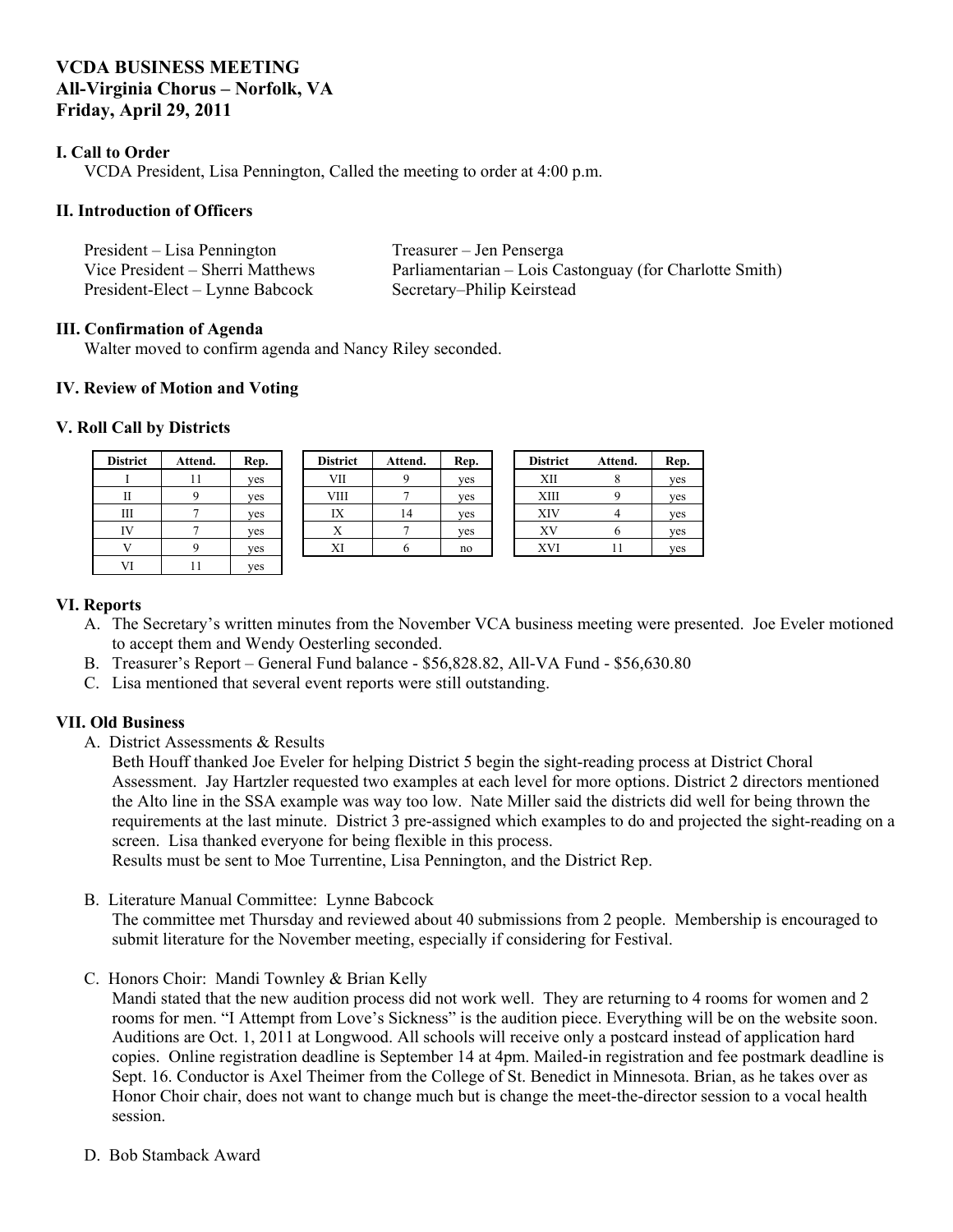**VCDA BUSINESS MEETING**
**All-Virginia Chorus – Norfolk, VA**
**Friday, April 29, 2011**

**I. Call to Order**

VCDA President, Lisa Pennington, Called the meeting to order at 4:00 p.m.

**II. Introduction of Officers**

President – Lisa Pennington
Vice President – Sherri Matthews
President-Elect – Lynne Babcock
Treasurer – Jen Penserga
Parliamentarian – Lois Castonguay (for Charlotte Smith)
Secretary–Philip Keirstead

**III. Confirmation of Agenda**

Walter moved to confirm agenda and Nancy Riley seconded.

**IV. Review of Motion and Voting**

**V. Roll Call by Districts**

| District | Attend. | Rep. |
|---|---|---|
| I | 11 | yes |
| II | 9 | yes |
| III | 7 | yes |
| IV | 7 | yes |
| V | 9 | yes |
| VI | 11 | yes |

| District | Attend. | Rep. |
|---|---|---|
| VII | 9 | yes |
| VIII | 7 | yes |
| IX | 14 | yes |
| X | 7 | yes |
| XI | 6 | no |

| District | Attend. | Rep. |
|---|---|---|
| XII | 8 | yes |
| XIII | 9 | yes |
| XIV | 4 | yes |
| XV | 6 | yes |
| XVI | 11 | yes |

**VI. Reports**

A. The Secretary's written minutes from the November VCA business meeting were presented. Joe Eveler motioned to accept them and Wendy Oesterling seconded.
B. Treasurer's Report – General Fund balance - $56,828.82, All-VA Fund - $56,630.80
C. Lisa mentioned that several event reports were still outstanding.

**VII. Old Business**

A. District Assessments & Results

Beth Houff thanked Joe Eveler for helping District 5 begin the sight-reading process at District Choral Assessment. Jay Hartzler requested two examples at each level for more options. District 2 directors mentioned the Alto line in the SSA example was way too low. Nate Miller said the districts did well for being thrown the requirements at the last minute. District 3 pre-assigned which examples to do and projected the sight-reading on a screen. Lisa thanked everyone for being flexible in this process.
Results must be sent to Moe Turrentine, Lisa Pennington, and the District Rep.

B. Literature Manual Committee: Lynne Babcock

The committee met Thursday and reviewed about 40 submissions from 2 people. Membership is encouraged to submit literature for the November meeting, especially if considering for Festival.

C. Honors Choir: Mandi Townley & Brian Kelly

Mandi stated that the new audition process did not work well. They are returning to 4 rooms for women and 2 rooms for men. "I Attempt from Love's Sickness" is the audition piece. Everything will be on the website soon. Auditions are Oct. 1, 2011 at Longwood. All schools will receive only a postcard instead of application hard copies. Online registration deadline is September 14 at 4pm. Mailed-in registration and fee postmark deadline is Sept. 16. Conductor is Axel Theimer from the College of St. Benedict in Minnesota. Brian, as he takes over as Honor Choir chair, does not want to change much but is change the meet-the-director session to a vocal health session.

D. Bob Stamback Award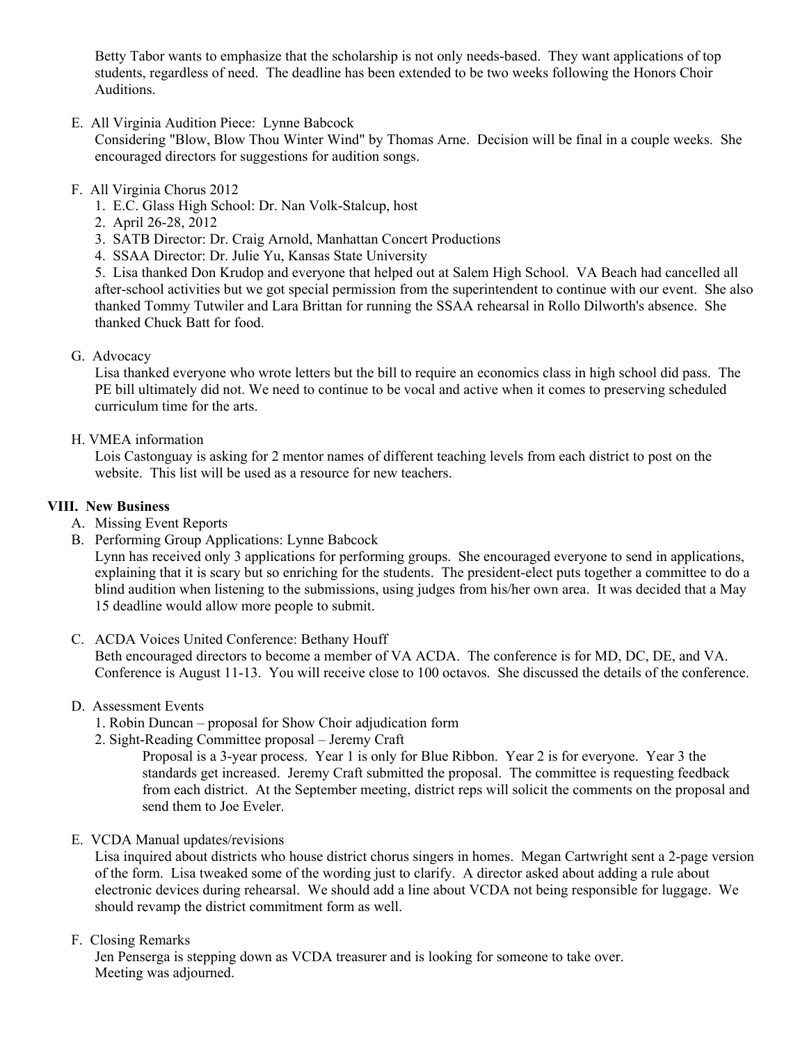Betty Tabor wants to emphasize that the scholarship is not only needs-based. They want applications of top students, regardless of need. The deadline has been extended to be two weeks following the Honors Choir Auditions.

E. All Virginia Audition Piece: Lynne Babcock
Considering "Blow, Blow Thou Winter Wind" by Thomas Arne. Decision will be final in a couple weeks. She encouraged directors for suggestions for audition songs.

F. All Virginia Chorus 2012
1. E.C. Glass High School: Dr. Nan Volk-Stalcup, host
2. April 26-28, 2012
3. SATB Director: Dr. Craig Arnold, Manhattan Concert Productions
4. SSAA Director: Dr. Julie Yu, Kansas State University
5. Lisa thanked Don Krudop and everyone that helped out at Salem High School. VA Beach had cancelled all after-school activities but we got special permission from the superintendent to continue with our event. She also thanked Tommy Tutwiler and Lara Brittan for running the SSAA rehearsal in Rollo Dilworth's absence. She thanked Chuck Batt for food.

G. Advocacy
Lisa thanked everyone who wrote letters but the bill to require an economics class in high school did pass. The PE bill ultimately did not. We need to continue to be vocal and active when it comes to preserving scheduled curriculum time for the arts.

H. VMEA information
Lois Castonguay is asking for 2 mentor names of different teaching levels from each district to post on the website. This list will be used as a resource for new teachers.

**VIII. New Business**

A. Missing Event Reports

B. Performing Group Applications: Lynne Babcock
Lynn has received only 3 applications for performing groups. She encouraged everyone to send in applications, explaining that it is scary but so enriching for the students. The president-elect puts together a committee to do a blind audition when listening to the submissions, using judges from his/her own area. It was decided that a May 15 deadline would allow more people to submit.

C. ACDA Voices United Conference: Bethany Houff
Beth encouraged directors to become a member of VA ACDA. The conference is for MD, DC, DE, and VA. Conference is August 11-13. You will receive close to 100 octavos. She discussed the details of the conference.

D. Assessment Events
1. Robin Duncan – proposal for Show Choir adjudication form
2. Sight-Reading Committee proposal – Jeremy Craft
Proposal is a 3-year process. Year 1 is only for Blue Ribbon. Year 2 is for everyone. Year 3 the standards get increased. Jeremy Craft submitted the proposal. The committee is requesting feedback from each district. At the September meeting, district reps will solicit the comments on the proposal and send them to Joe Eveler.

E. VCDA Manual updates/revisions
Lisa inquired about districts who house district chorus singers in homes. Megan Cartwright sent a 2-page version of the form. Lisa tweaked some of the wording just to clarify. A director asked about adding a rule about electronic devices during rehearsal. We should add a line about VCDA not being responsible for luggage. We should revamp the district commitment form as well.

F. Closing Remarks
Jen Penserga is stepping down as VCDA treasurer and is looking for someone to take over.
Meeting was adjourned.